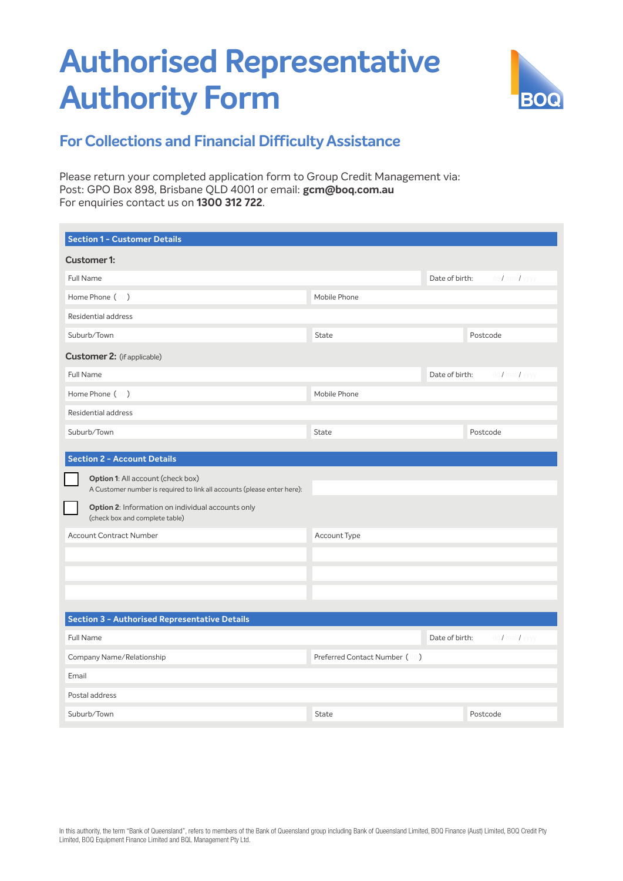# Authorised Representative Authority Form

## For Collections and Financial Difficulty Assistance

Please return your completed application form to Group Credit Management via:
Post: GPO Box 898, Brisbane QLD 4001 or email: **gcm@boq.com.au**
For enquiries contact us on **1300 312 722**.

### Section 1 – Customer Details

**Customer 1:**

| Full Name | | Date of birth: dd / mm / yyyy |
|---|---|---|
| Home Phone ( ) | Mobile Phone | |
| Residential address | | |
| Suburb/Town | State | Postcode |

**Customer 2:** (if applicable)

| Full Name | | Date of birth: dd / mm / yyyy |
|---|---|---|
| Home Phone ( ) | Mobile Phone | |
| Residential address | | |
| Suburb/Town | State | Postcode |

### Section 2 – Account Details

☐ **Option 1**: All account (check box)
A Customer number is required to link all accounts (please enter here):

☐ **Option 2**: Information on individual accounts only
(check box and complete table)

| Account Contract Number | Account Type |
|---|---|
| | |
| | |
| | |

### Section 3 – Authorised Representative Details

| Full Name | | Date of birth: dd / mm / yyyy |
|---|---|---|
| Company Name/Relationship | Preferred Contact Number ( ) | |
| Email | | |
| Postal address | | |
| Suburb/Town | State | Postcode |

In this authority, the term "Bank of Queensland", refers to members of the Bank of Queensland group including Bank of Queensland Limited, BOQ Finance (Aust) Limited, BOQ Credit Pty Limited, BOQ Equipment Finance Limited and BQL Management Pty Ltd.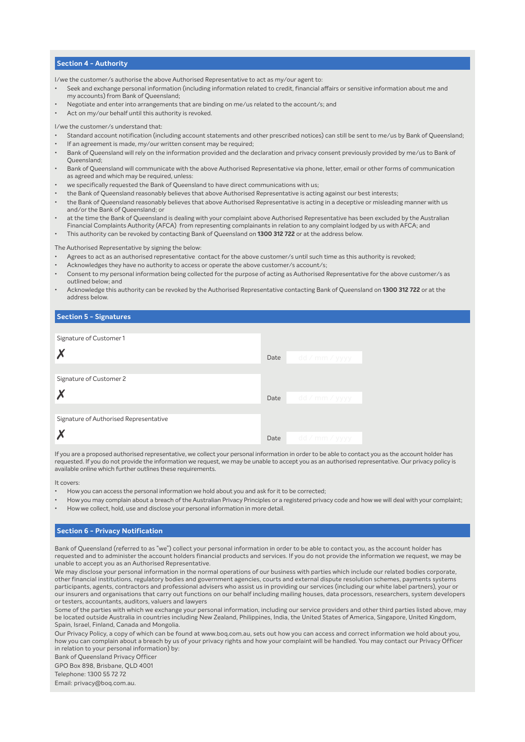## Section 4 - Authority

I/we the customer/s authorise the above Authorised Representative to act as my/our agent to:

- Seek and exchange personal information (including information related to credit, financial affairs or sensitive information about me and my accounts) from Bank of Queensland;
- Negotiate and enter into arrangements that are binding on me/us related to the account/s; and
- Act on my/our behalf until this authority is revoked.

I/we the customer/s understand that:

- Standard account notification (including account statements and other prescribed notices) can still be sent to me/us by Bank of Queensland;
- If an agreement is made, my/our written consent may be required;
- Bank of Queensland will rely on the information provided and the declaration and privacy consent previously provided by me/us to Bank of Queensland;
- Bank of Queensland will communicate with the above Authorised Representative via phone, letter, email or other forms of communication as agreed and which may be required, unless:
- we specifically requested the Bank of Queensland to have direct communications with us;
- the Bank of Queensland reasonably believes that above Authorised Representative is acting against our best interests;
- the Bank of Queensland reasonably believes that above Authorised Representative is acting in a deceptive or misleading manner with us and/or the Bank of Queensland; or
- at the time the Bank of Queensland is dealing with your complaint above Authorised Representative has been excluded by the Australian Financial Complaints Authority (AFCA) from representing complainants in relation to any complaint lodged by us with AFCA; and
- This authority can be revoked by contacting Bank of Queensland on **1300 312 722** or at the address below.

The Authorised Representative by signing the below:

- Agrees to act as an authorised representative contact for the above customer/s until such time as this authority is revoked;
- Acknowledges they have no authority to access or operate the above customer/s account/s;
- Consent to my personal information being collected for the purpose of acting as Authorised Representative for the above customer/s as outlined below; and
- Acknowledge this authority can be revoked by the Authorised Representative contacting Bank of Queensland on **1300 312 722** or at the address below.

## Section 5 - Signatures

Signature of Customer 1

✗ Date dd / mm / yyyy

Signature of Customer 2

✗ Date dd / mm / yyyy

Signature of Authorised Representative

✗ Date dd / mm / yyyy

If you are a proposed authorised representative, we collect your personal information in order to be able to contact you as the account holder has requested. If you do not provide the information we request, we may be unable to accept you as an authorised representative. Our privacy policy is available online which further outlines these requirements.

It covers:

- How you can access the personal information we hold about you and ask for it to be corrected;
- How you may complain about a breach of the Australian Privacy Principles or a registered privacy code and how we will deal with your complaint;
- How we collect, hold, use and disclose your personal information in more detail.

## Section 6 - Privacy Notification

Bank of Queensland (referred to as "we") collect your personal information in order to be able to contact you, as the account holder has requested and to administer the account holders financial products and services. If you do not provide the information we request, we may be unable to accept you as an Authorised Representative.

We may disclose your personal information in the normal operations of our business with parties which include our related bodies corporate, other financial institutions, regulatory bodies and government agencies, courts and external dispute resolution schemes, payments systems participants, agents, contractors and professional advisers who assist us in providing our services (including our white label partners), your or our insurers and organisations that carry out functions on our behalf including mailing houses, data processors, researchers, system developers or testers, accountants, auditors, valuers and lawyers

Some of the parties with which we exchange your personal information, including our service providers and other third parties listed above, may be located outside Australia in countries including New Zealand, Philippines, India, the United States of America, Singapore, United Kingdom, Spain, Israel, Finland, Canada and Mongolia.

Our Privacy Policy, a copy of which can be found at www.boq.com.au, sets out how you can access and correct information we hold about you, how you can complain about a breach by us of your privacy rights and how your complaint will be handled. You may contact our Privacy Officer in relation to your personal information) by:

Bank of Queensland Privacy Officer

GPO Box 898, Brisbane, QLD 4001

Telephone: 1300 55 72 72

Email: privacy@boq.com.au.